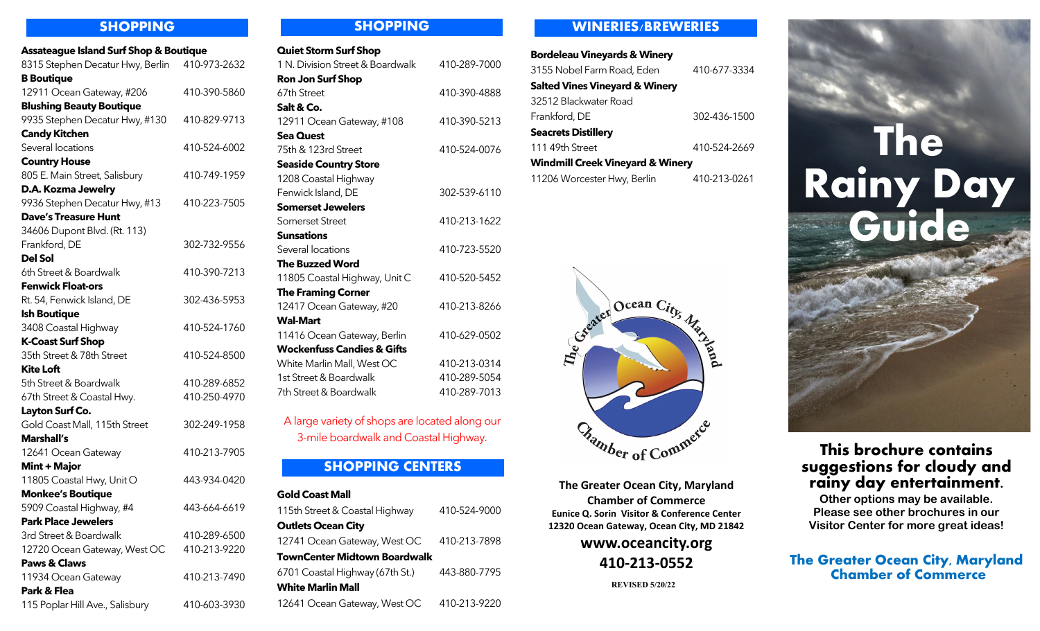## SHOPPING

**Assateague Island Surf Shop & Boutique**
8315 Stephen Decatur Hwy, Berlin 410-973-2632

**B Boutique**
12911 Ocean Gateway, #206 410-390-5860

**Blushing Beauty Boutique**
9935 Stephen Decatur Hwy, #130 410-829-9713

**Candy Kitchen**
Several locations 410-524-6002

**Country House**
805 E. Main Street, Salisbury 410-749-1959

**D.A. Kozma Jewelry**
9936 Stephen Decatur Hwy, #13 410-223-7505

**Dave's Treasure Hunt**
34606 Dupont Blvd. (Rt. 113)
Frankford, DE 302-732-9556

**Del Sol**
6th Street & Boardwalk 410-390-7213

**Fenwick Float-ors**
Rt. 54, Fenwick Island, DE 302-436-5953

**Ish Boutique**
3408 Coastal Highway 410-524-1760

**K-Coast Surf Shop**
35th Street & 78th Street 410-524-8500

**Kite Loft**
5th Street & Boardwalk 410-289-6852
67th Street & Coastal Hwy. 410-250-4970

**Layton Surf Co.**
Gold Coast Mall, 115th Street 302-249-1958

**Marshall's**
12641 Ocean Gateway 410-213-7905

**Mint + Major**
11805 Coastal Hwy, Unit O 443-934-0420

**Monkee's Boutique**
5909 Coastal Highway, #4 443-664-6619

**Park Place Jewelers**
3rd Street & Boardwalk 410-289-6500
12720 Ocean Gateway, West OC 410-213-9220

**Paws & Claws**
11934 Ocean Gateway 410-213-7490

**Park & Flea**
115 Poplar Hill Ave., Salisbury 410-603-3930

**Quiet Storm Surf Shop**
1 N. Division Street & Boardwalk 410-289-7000

**Ron Jon Surf Shop**
67th Street 410-390-4888

**Salt & Co.**
12911 Ocean Gateway, #108 410-390-5213

**Sea Quest**
75th & 123rd Street 410-524-0076

**Seaside Country Store**
1208 Coastal Highway
Fenwick Island, DE 302-539-6110

**Somerset Jewelers**
Somerset Street 410-213-1622

**Sunsations**
Several locations 410-723-5520

**The Buzzed Word**
11805 Coastal Highway, Unit C 410-520-5452

**The Framing Corner**
12417 Ocean Gateway, #20 410-213-8266

**Wal-Mart**
11416 Ocean Gateway, Berlin 410-629-0502

**Wockenfuss Candies & Gifts**
White Marlin Mall, West OC 410-213-0314
1st Street & Boardwalk 410-289-5054
7th Street & Boardwalk 410-289-7013

A large variety of shops are located along our 3-mile boardwalk and Coastal Highway.

## SHOPPING CENTERS

**Gold Coast Mall**
115th Street & Coastal Highway 410-524-9000

**Outlets Ocean City**
12741 Ocean Gateway, West OC 410-213-7898

**TownCenter Midtown Boardwalk**
6701 Coastal Highway (67th St.) 443-880-7795

**White Marlin Mall**
12641 Ocean Gateway, West OC 410-213-9220

## WINERIES/BREWERIES

**Bordeleau Vineyards & Winery**
3155 Nobel Farm Road, Eden 410-677-3334

**Salted Vines Vineyard & Winery**
32512 Blackwater Road
Frankford, DE 302-436-1500

**Seacrets Distillery**
111 49th Street 410-524-2669

**Windmill Creek Vineyard & Winery**
11206 Worcester Hwy, Berlin 410-213-0261

The Greater Ocean City, Maryland Chamber of Commerce

**The Greater Ocean City, Maryland Chamber of Commerce**
**Eunice Q. Sorin Visitor & Conference Center**
**12320 Ocean Gateway, Ocean City, MD 21842**

**www.oceancity.org**
**410-213-0552**

REVISED 5/20/22

# The Rainy Day Guide

**This brochure contains suggestions for cloudy and rainy day entertainment.**

**Other options may be available. Please see other brochures in our Visitor Center for more great ideas!**

**The Greater Ocean City, Maryland Chamber of Commerce**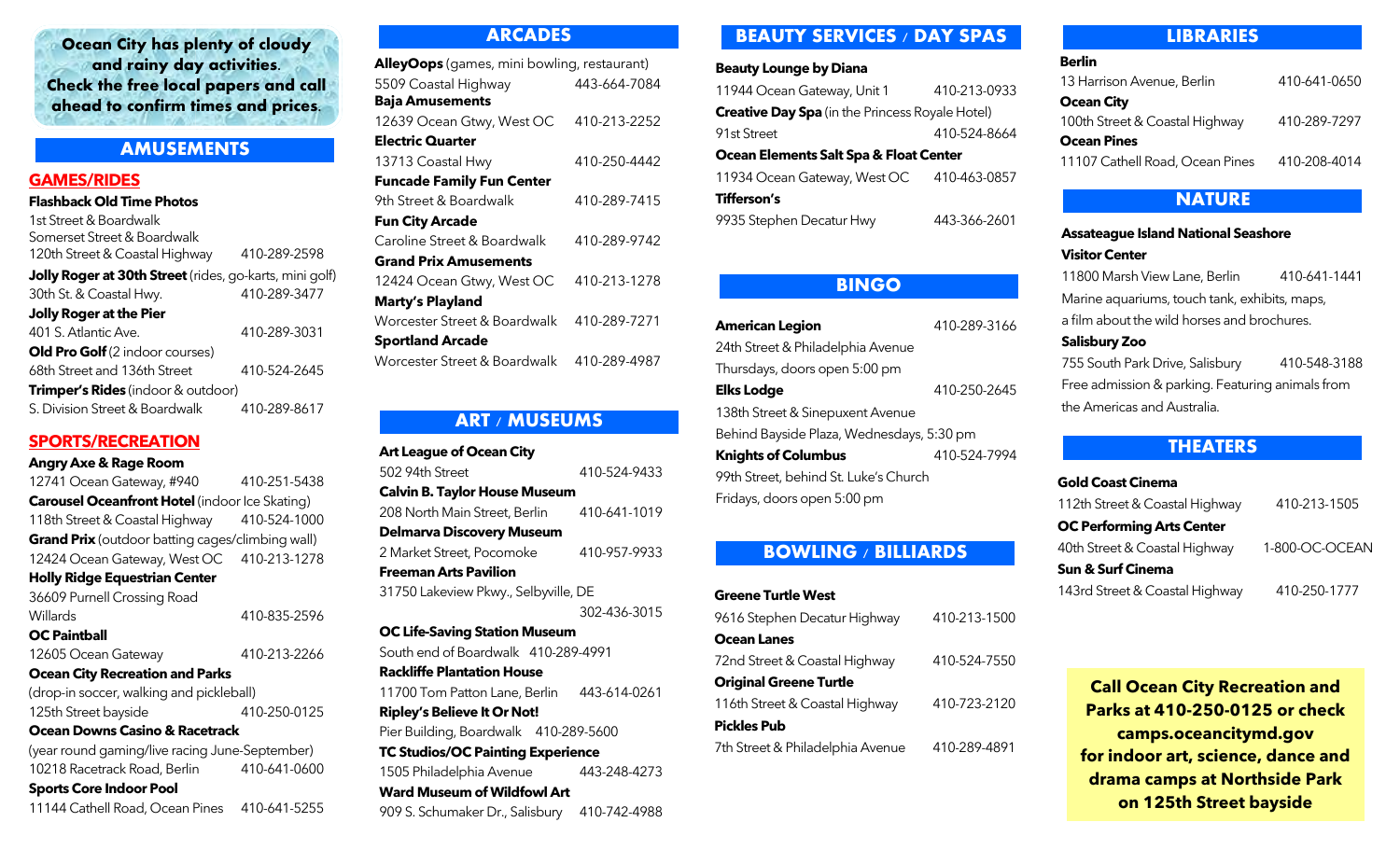**Ocean City has plenty of cloudy and rainy day activities. Check the free local papers and call ahead to confirm times and prices.**

## AMUSEMENTS

### GAMES/RIDES

**Flashback Old Time Photos**
1st Street & Boardwalk
Somerset Street & Boardwalk
120th Street & Coastal Highway 410-289-2598

**Jolly Roger at 30th Street** (rides, go-karts, mini golf)
30th St. & Coastal Hwy. 410-289-3477

**Jolly Roger at the Pier**
401 S. Atlantic Ave. 410-289-3031

**Old Pro Golf** (2 indoor courses)
68th Street and 136th Street 410-524-2645

**Trimper's Rides** (indoor & outdoor)
S. Division Street & Boardwalk 410-289-8617

### SPORTS/RECREATION

**Angry Axe & Rage Room**
12741 Ocean Gateway, #940 410-251-5438

**Carousel Oceanfront Hotel** (indoor Ice Skating)
118th Street & Coastal Highway 410-524-1000

**Grand Prix** (outdoor batting cages/climbing wall)
12424 Ocean Gateway, West OC 410-213-1278

**Holly Ridge Equestrian Center**
36609 Purnell Crossing Road
Willards 410-835-2596

**OC Paintball**
12605 Ocean Gateway 410-213-2266

**Ocean City Recreation and Parks**
(drop-in soccer, walking and pickleball)
125th Street bayside 410-250-0125

**Ocean Downs Casino & Racetrack**
(year round gaming/live racing June-September)
10218 Racetrack Road, Berlin 410-641-0600

**Sports Core Indoor Pool**
11144 Cathell Road, Ocean Pines 410-641-5255

## ARCADES

**AlleyOops** (games, mini bowling, restaurant)
5509 Coastal Highway 443-664-7084

**Baja Amusements**
12639 Ocean Gtwy, West OC 410-213-2252

**Electric Quarter**
13713 Coastal Hwy 410-250-4442

**Funcade Family Fun Center**
9th Street & Boardwalk 410-289-7415

**Fun City Arcade**
Caroline Street & Boardwalk 410-289-9742

**Grand Prix Amusements**
12424 Ocean Gtwy, West OC 410-213-1278

**Marty's Playland**
Worcester Street & Boardwalk 410-289-7271

**Sportland Arcade**
Worcester Street & Boardwalk 410-289-4987

## ART / MUSEUMS

**Art League of Ocean City**
502 94th Street 410-524-9433

**Calvin B. Taylor House Museum**
208 North Main Street, Berlin 410-641-1019

**Delmarva Discovery Museum**
2 Market Street, Pocomoke 410-957-9933

**Freeman Arts Pavilion**
31750 Lakeview Pkwy., Selbyville, DE 302-436-3015

**OC Life-Saving Station Museum**
South end of Boardwalk 410-289-4991

**Rackliffe Plantation House**
11700 Tom Patton Lane, Berlin 443-614-0261

**Ripley's Believe It Or Not!**
Pier Building, Boardwalk 410-289-5600

**TC Studios/OC Painting Experience**
1505 Philadelphia Avenue 443-248-4273

**Ward Museum of Wildfowl Art**
909 S. Schumaker Dr., Salisbury 410-742-4988

## BEAUTY SERVICES / DAY SPAS

**Beauty Lounge by Diana**
11944 Ocean Gateway, Unit 1 410-213-0933

**Creative Day Spa** (in the Princess Royale Hotel)
91st Street 410-524-8664

**Ocean Elements Salt Spa & Float Center**
11934 Ocean Gateway, West OC 410-463-0857

**Tifferson's**
9935 Stephen Decatur Hwy 443-366-2601

## BINGO

**American Legion** 410-289-3166
24th Street & Philadelphia Avenue
Thursdays, doors open 5:00 pm

**Elks Lodge** 410-250-2645
138th Street & Sinepuxent Avenue
Behind Bayside Plaza, Wednesdays, 5:30 pm

**Knights of Columbus** 410-524-7994
99th Street, behind St. Luke's Church
Fridays, doors open 5:00 pm

## BOWLING / BILLIARDS

**Greene Turtle West**
9616 Stephen Decatur Highway 410-213-1500

**Ocean Lanes**
72nd Street & Coastal Highway 410-524-7550

**Original Greene Turtle**
116th Street & Coastal Highway 410-723-2120

**Pickles Pub**
7th Street & Philadelphia Avenue 410-289-4891

## LIBRARIES

**Berlin**
13 Harrison Avenue, Berlin 410-641-0650

**Ocean City**
100th Street & Coastal Highway 410-289-7297

**Ocean Pines**
11107 Cathell Road, Ocean Pines 410-208-4014

## NATURE

**Assateague Island National Seashore Visitor Center**
11800 Marsh View Lane, Berlin 410-641-1441
Marine aquariums, touch tank, exhibits, maps, a film about the wild horses and brochures.

**Salisbury Zoo**
755 South Park Drive, Salisbury 410-548-3188
Free admission & parking. Featuring animals from the Americas and Australia.

## THEATERS

**Gold Coast Cinema**
112th Street & Coastal Highway 410-213-1505

**OC Performing Arts Center**
40th Street & Coastal Highway 1-800-OC-OCEAN

**Sun & Surf Cinema**
143rd Street & Coastal Highway 410-250-1777

**Call Ocean City Recreation and Parks at 410-250-0125 or check camps.oceancitymd.gov for indoor art, science, dance and drama camps at Northside Park on 125th Street bayside**